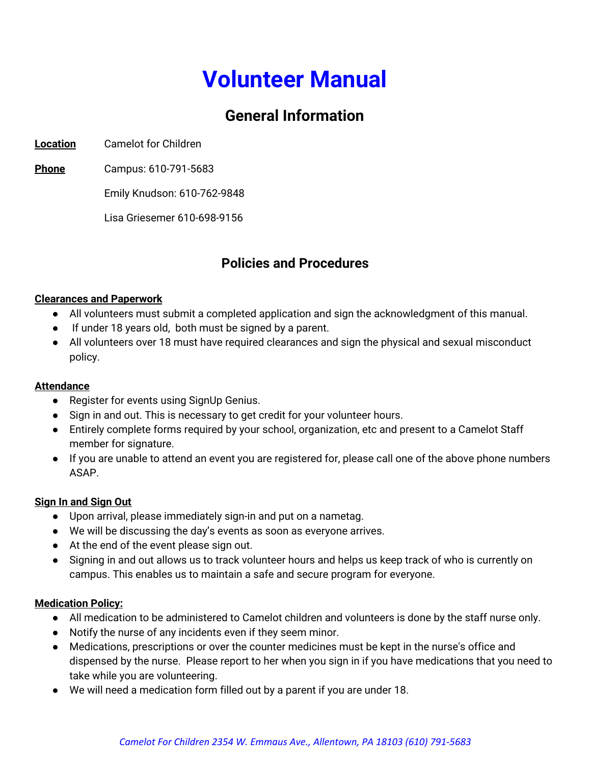# Volunteer Manual

## General Information

**Location** Camelot for Children

**Phone** Campus: 610-791-5683

Emily Knudson: 610-762-9848

Lisa Griesemer 610-698-9156

## Policies and Procedures

**Clearances and Paperwork**

- All volunteers must submit a completed application and sign the acknowledgment of this manual.
- If under 18 years old, both must be signed by a parent.
- All volunteers over 18 must have required clearances and sign the physical and sexual misconduct policy.

**Attendance**

- Register for events using SignUp Genius.
- Sign in and out. This is necessary to get credit for your volunteer hours.
- Entirely complete forms required by your school, organization, etc and present to a Camelot Staff member for signature.
- If you are unable to attend an event you are registered for, please call one of the above phone numbers ASAP.

**Sign In and Sign Out**

- Upon arrival, please immediately sign-in and put on a nametag.
- We will be discussing the day's events as soon as everyone arrives.
- At the end of the event please sign out.
- Signing in and out allows us to track volunteer hours and helps us keep track of who is currently on campus. This enables us to maintain a safe and secure program for everyone.

**Medication Policy:**

- All medication to be administered to Camelot children and volunteers is done by the staff nurse only.
- Notify the nurse of any incidents even if they seem minor.
- Medications, prescriptions or over the counter medicines must be kept in the nurse's office and dispensed by the nurse. Please report to her when you sign in if you have medications that you need to take while you are volunteering.
- We will need a medication form filled out by a parent if you are under 18.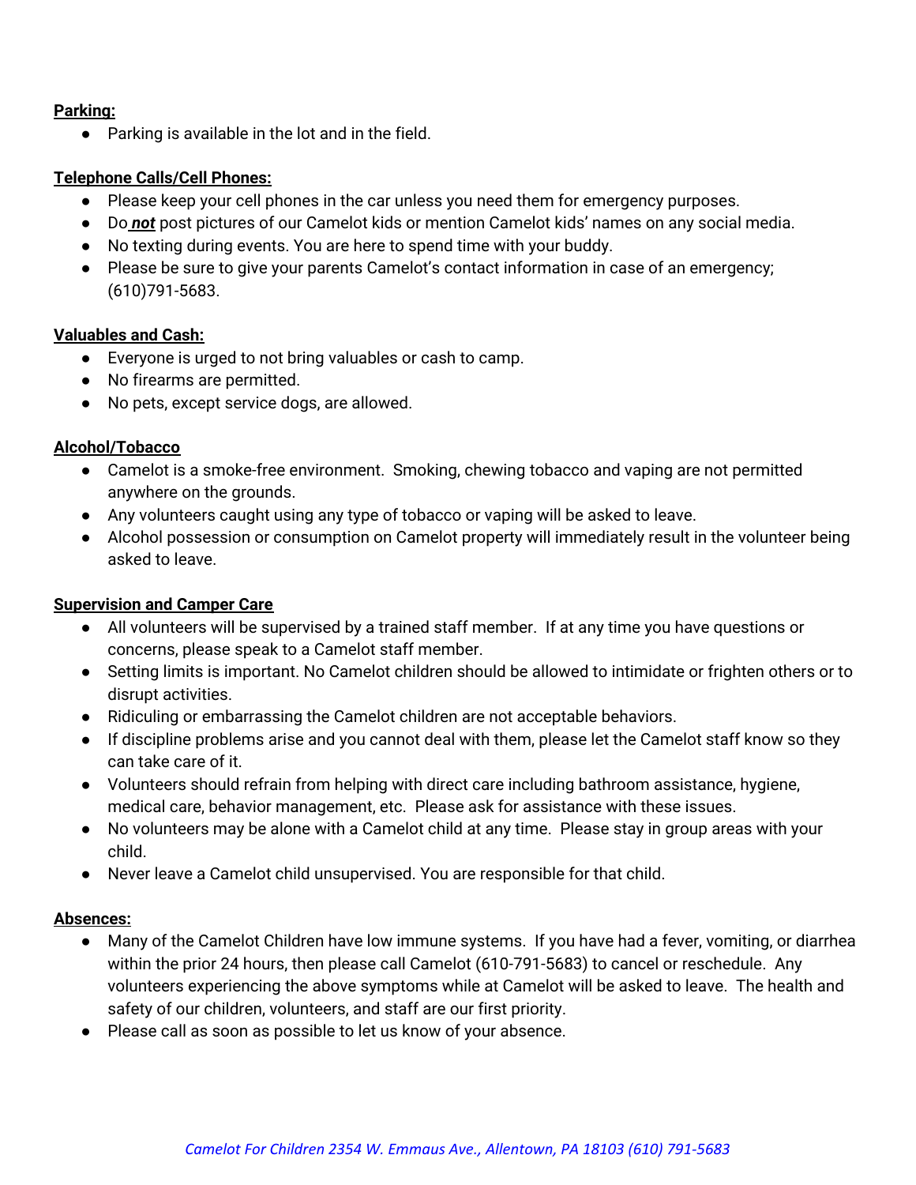**Parking:**

- Parking is available in the lot and in the field.

**Telephone Calls/Cell Phones:**

- Please keep your cell phones in the car unless you need them for emergency purposes.
- Do ***not*** post pictures of our Camelot kids or mention Camelot kids' names on any social media.
- No texting during events. You are here to spend time with your buddy.
- Please be sure to give your parents Camelot's contact information in case of an emergency; (610)791-5683.

**Valuables and Cash:**

- Everyone is urged to not bring valuables or cash to camp.
- No firearms are permitted.
- No pets, except service dogs, are allowed.

**Alcohol/Tobacco**

- Camelot is a smoke-free environment. Smoking, chewing tobacco and vaping are not permitted anywhere on the grounds.
- Any volunteers caught using any type of tobacco or vaping will be asked to leave.
- Alcohol possession or consumption on Camelot property will immediately result in the volunteer being asked to leave.

**Supervision and Camper Care**

- All volunteers will be supervised by a trained staff member. If at any time you have questions or concerns, please speak to a Camelot staff member.
- Setting limits is important. No Camelot children should be allowed to intimidate or frighten others or to disrupt activities.
- Ridiculing or embarrassing the Camelot children are not acceptable behaviors.
- If discipline problems arise and you cannot deal with them, please let the Camelot staff know so they can take care of it.
- Volunteers should refrain from helping with direct care including bathroom assistance, hygiene, medical care, behavior management, etc. Please ask for assistance with these issues.
- No volunteers may be alone with a Camelot child at any time. Please stay in group areas with your child.
- Never leave a Camelot child unsupervised. You are responsible for that child.

**Absences:**

- Many of the Camelot Children have low immune systems. If you have had a fever, vomiting, or diarrhea within the prior 24 hours, then please call Camelot (610-791-5683) to cancel or reschedule. Any volunteers experiencing the above symptoms while at Camelot will be asked to leave. The health and safety of our children, volunteers, and staff are our first priority.
- Please call as soon as possible to let us know of your absence.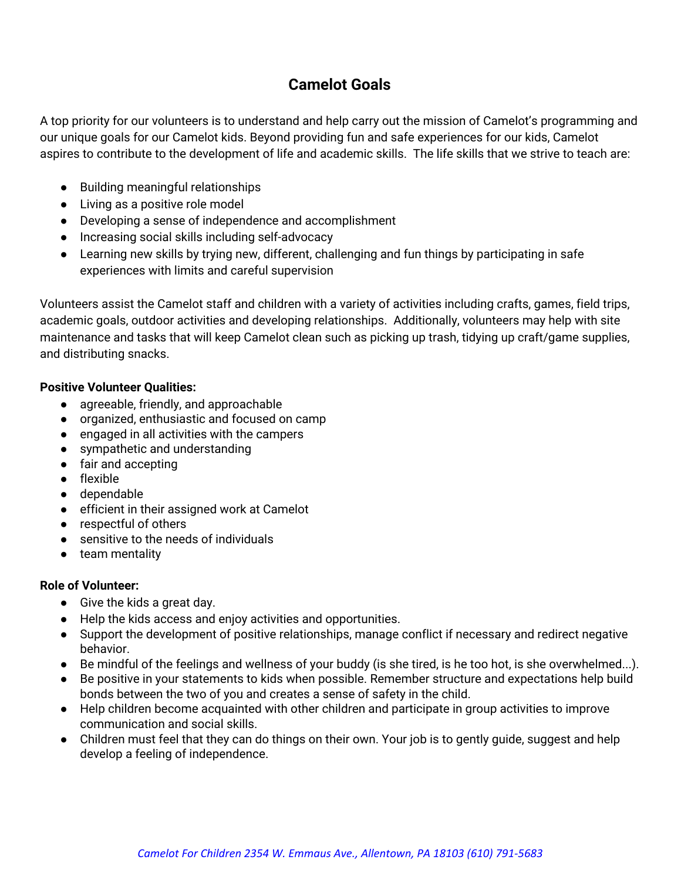## Camelot Goals

A top priority for our volunteers is to understand and help carry out the mission of Camelot's programming and our unique goals for our Camelot kids. Beyond providing fun and safe experiences for our kids, Camelot aspires to contribute to the development of life and academic skills. The life skills that we strive to teach are:

- Building meaningful relationships
- Living as a positive role model
- Developing a sense of independence and accomplishment
- Increasing social skills including self-advocacy
- Learning new skills by trying new, different, challenging and fun things by participating in safe experiences with limits and careful supervision

Volunteers assist the Camelot staff and children with a variety of activities including crafts, games, field trips, academic goals, outdoor activities and developing relationships. Additionally, volunteers may help with site maintenance and tasks that will keep Camelot clean such as picking up trash, tidying up craft/game supplies, and distributing snacks.

**Positive Volunteer Qualities:**

- agreeable, friendly, and approachable
- organized, enthusiastic and focused on camp
- engaged in all activities with the campers
- sympathetic and understanding
- fair and accepting
- flexible
- dependable
- efficient in their assigned work at Camelot
- respectful of others
- sensitive to the needs of individuals
- team mentality

**Role of Volunteer:**

- Give the kids a great day.
- Help the kids access and enjoy activities and opportunities.
- Support the development of positive relationships, manage conflict if necessary and redirect negative behavior.
- Be mindful of the feelings and wellness of your buddy (is she tired, is he too hot, is she overwhelmed...).
- Be positive in your statements to kids when possible. Remember structure and expectations help build bonds between the two of you and creates a sense of safety in the child.
- Help children become acquainted with other children and participate in group activities to improve communication and social skills.
- Children must feel that they can do things on their own. Your job is to gently guide, suggest and help develop a feeling of independence.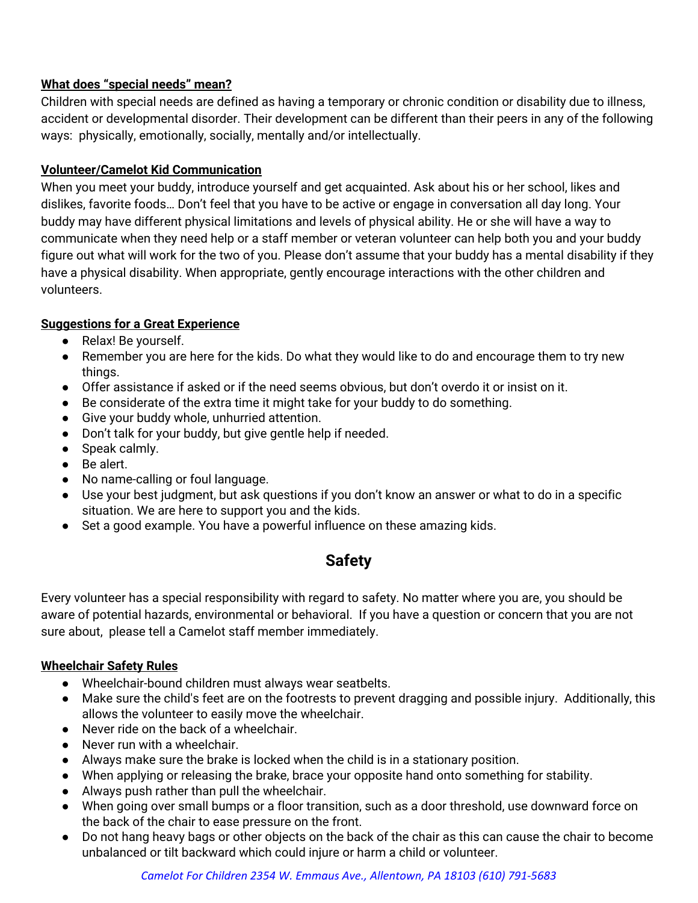**What does "special needs" mean?**

Children with special needs are defined as having a temporary or chronic condition or disability due to illness, accident or developmental disorder. Their development can be different than their peers in any of the following ways: physically, emotionally, socially, mentally and/or intellectually.

**Volunteer/Camelot Kid Communication**

When you meet your buddy, introduce yourself and get acquainted. Ask about his or her school, likes and dislikes, favorite foods… Don't feel that you have to be active or engage in conversation all day long. Your buddy may have different physical limitations and levels of physical ability. He or she will have a way to communicate when they need help or a staff member or veteran volunteer can help both you and your buddy figure out what will work for the two of you. Please don't assume that your buddy has a mental disability if they have a physical disability. When appropriate, gently encourage interactions with the other children and volunteers.

**Suggestions for a Great Experience**

- Relax! Be yourself.
- Remember you are here for the kids. Do what they would like to do and encourage them to try new things.
- Offer assistance if asked or if the need seems obvious, but don't overdo it or insist on it.
- Be considerate of the extra time it might take for your buddy to do something.
- Give your buddy whole, unhurried attention.
- Don't talk for your buddy, but give gentle help if needed.
- Speak calmly.
- Be alert.
- No name-calling or foul language.
- Use your best judgment, but ask questions if you don't know an answer or what to do in a specific situation. We are here to support you and the kids.
- Set a good example. You have a powerful influence on these amazing kids.

## Safety

Every volunteer has a special responsibility with regard to safety. No matter where you are, you should be aware of potential hazards, environmental or behavioral. If you have a question or concern that you are not sure about, please tell a Camelot staff member immediately.

**Wheelchair Safety Rules**

- Wheelchair-bound children must always wear seatbelts.
- Make sure the child's feet are on the footrests to prevent dragging and possible injury. Additionally, this allows the volunteer to easily move the wheelchair.
- Never ride on the back of a wheelchair.
- Never run with a wheelchair.
- Always make sure the brake is locked when the child is in a stationary position.
- When applying or releasing the brake, brace your opposite hand onto something for stability.
- Always push rather than pull the wheelchair.
- When going over small bumps or a floor transition, such as a door threshold, use downward force on the back of the chair to ease pressure on the front.
- Do not hang heavy bags or other objects on the back of the chair as this can cause the chair to become unbalanced or tilt backward which could injure or harm a child or volunteer.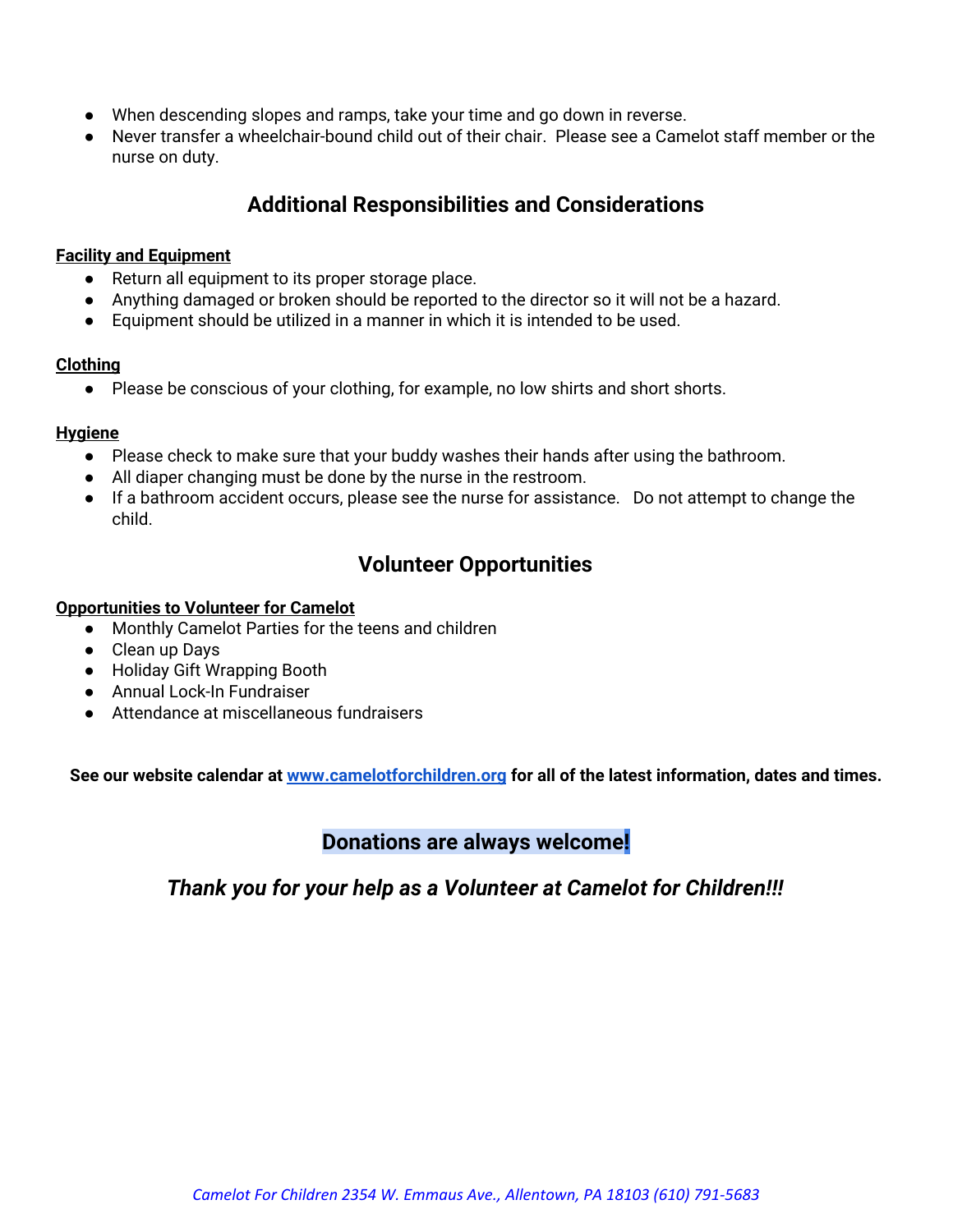- When descending slopes and ramps, take your time and go down in reverse.
- Never transfer a wheelchair-bound child out of their chair. Please see a Camelot staff member or the nurse on duty.

## Additional Responsibilities and Considerations

**Facility and Equipment**

- Return all equipment to its proper storage place.
- Anything damaged or broken should be reported to the director so it will not be a hazard.
- Equipment should be utilized in a manner in which it is intended to be used.

**Clothing**

- Please be conscious of your clothing, for example, no low shirts and short shorts.

**Hygiene**

- Please check to make sure that your buddy washes their hands after using the bathroom.
- All diaper changing must be done by the nurse in the restroom.
- If a bathroom accident occurs, please see the nurse for assistance. Do not attempt to change the child.

## Volunteer Opportunities

**Opportunities to Volunteer for Camelot**

- Monthly Camelot Parties for the teens and children
- Clean up Days
- Holiday Gift Wrapping Booth
- Annual Lock-In Fundraiser
- Attendance at miscellaneous fundraisers

**See our website calendar at [www.camelotforchildren.org](http://www.camelotforchildren.org) for all of the latest information, dates and times.**

## Donations are always welcome!

## *Thank you for your help as a Volunteer at Camelot for Children!!!*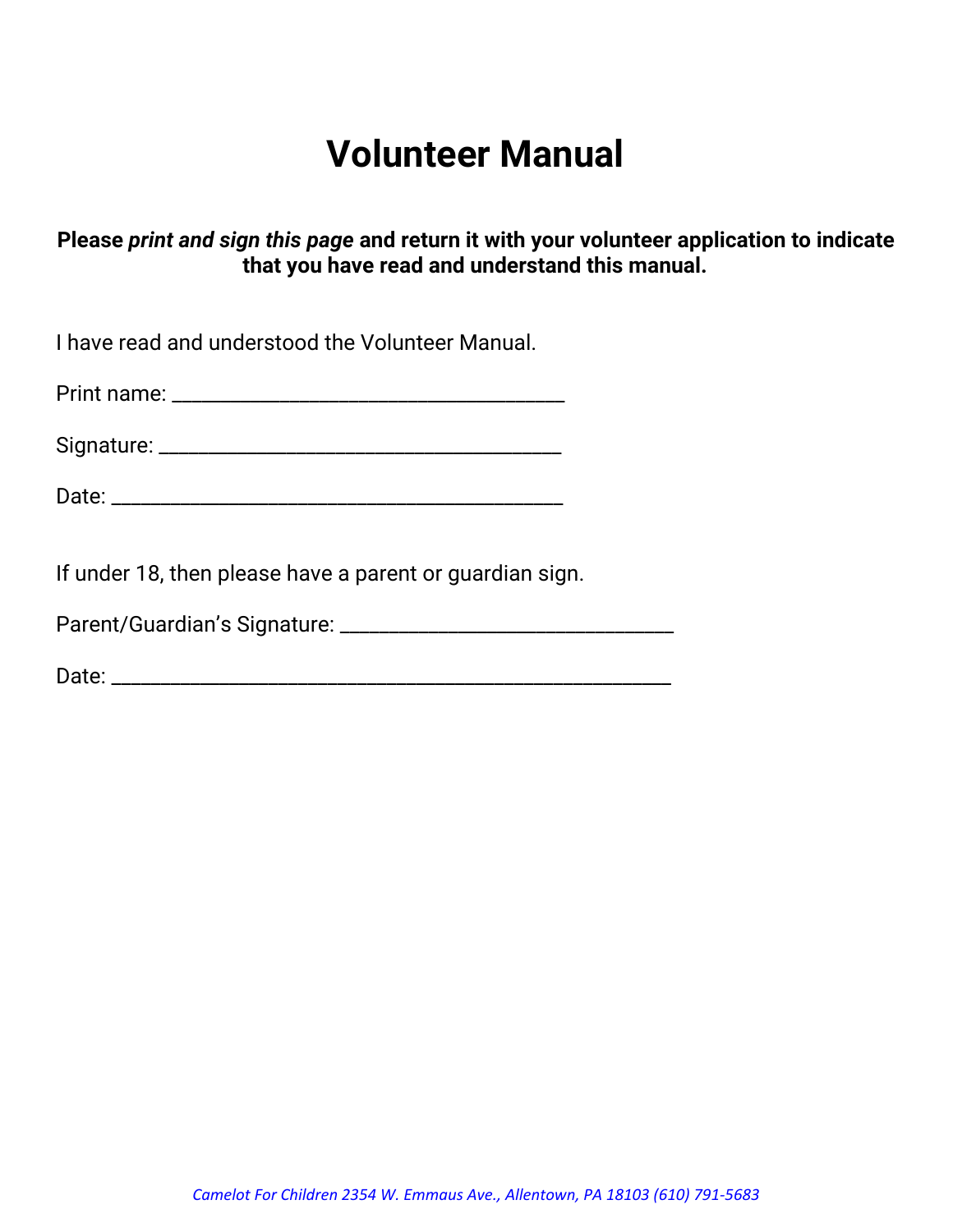# Volunteer Manual

**Please *print and sign this page* and return it with your volunteer application to indicate that you have read and understand this manual.**

I have read and understood the Volunteer Manual.

Print name: ___________________________________

Signature: ____________________________________

Date: ________________________________________

If under 18, then please have a parent or guardian sign.

Parent/Guardian's Signature: ______________________________

Date: ____________________________________________________

*Camelot For Children 2354 W. Emmaus Ave., Allentown, PA 18103 (610) 791-5683*